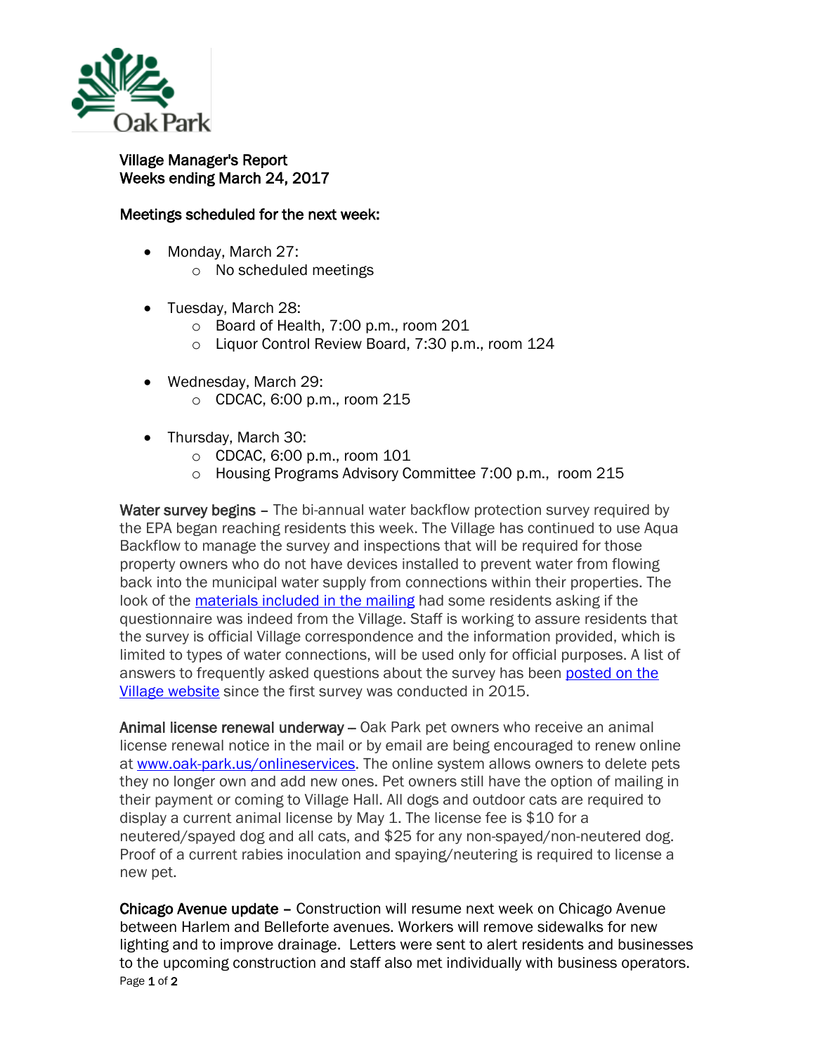Village Manager's Report
Weeks ending March 24, 2017

Meetings scheduled for the next week:

- Monday, March 27:
  - No scheduled meetings
- Tuesday, March 28:
  - Board of Health, 7:00 p.m., room 201
  - Liquor Control Review Board, 7:30 p.m., room 124
- Wednesday, March 29:
  - CDCAC, 6:00 p.m., room 215
- Thursday, March 30:
  - CDCAC, 6:00 p.m., room 101
  - Housing Programs Advisory Committee 7:00 p.m., room 215

**Water survey begins** – The bi-annual water backflow protection survey required by the EPA began reaching residents this week. The Village has continued to use Aqua Backflow to manage the survey and inspections that will be required for those property owners who do not have devices installed to prevent water from flowing back into the municipal water supply from connections within their properties. The look of the materials included in the mailing had some residents asking if the questionnaire was indeed from the Village. Staff is working to assure residents that the survey is official Village correspondence and the information provided, which is limited to types of water connections, will be used only for official purposes. A list of answers to frequently asked questions about the survey has been posted on the Village website since the first survey was conducted in 2015.

**Animal license renewal underway** – Oak Park pet owners who receive an animal license renewal notice in the mail or by email are being encouraged to renew online at www.oak-park.us/onlineservices. The online system allows owners to delete pets they no longer own and add new ones. Pet owners still have the option of mailing in their payment or coming to Village Hall. All dogs and outdoor cats are required to display a current animal license by May 1. The license fee is $10 for a neutered/spayed dog and all cats, and $25 for any non-spayed/non-neutered dog. Proof of a current rabies inoculation and spaying/neutering is required to license a new pet.

**Chicago Avenue update** – Construction will resume next week on Chicago Avenue between Harlem and Belleforte avenues. Workers will remove sidewalks for new lighting and to improve drainage. Letters were sent to alert residents and businesses to the upcoming construction and staff also met individually with business operators.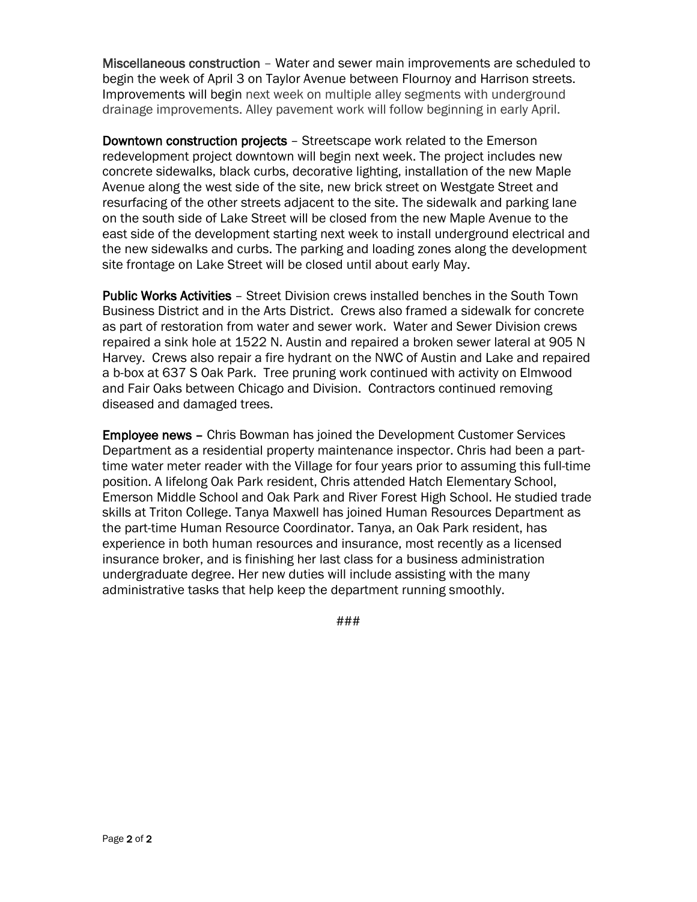**Miscellaneous construction** – Water and sewer main improvements are scheduled to begin the week of April 3 on Taylor Avenue between Flournoy and Harrison streets. Improvements will begin next week on multiple alley segments with underground drainage improvements. Alley pavement work will follow beginning in early April.

**Downtown construction projects** – Streetscape work related to the Emerson redevelopment project downtown will begin next week. The project includes new concrete sidewalks, black curbs, decorative lighting, installation of the new Maple Avenue along the west side of the site, new brick street on Westgate Street and resurfacing of the other streets adjacent to the site. The sidewalk and parking lane on the south side of Lake Street will be closed from the new Maple Avenue to the east side of the development starting next week to install underground electrical and the new sidewalks and curbs. The parking and loading zones along the development site frontage on Lake Street will be closed until about early May.

**Public Works Activities** – Street Division crews installed benches in the South Town Business District and in the Arts District. Crews also framed a sidewalk for concrete as part of restoration from water and sewer work. Water and Sewer Division crews repaired a sink hole at 1522 N. Austin and repaired a broken sewer lateral at 905 N Harvey. Crews also repair a fire hydrant on the NWC of Austin and Lake and repaired a b-box at 637 S Oak Park. Tree pruning work continued with activity on Elmwood and Fair Oaks between Chicago and Division. Contractors continued removing diseased and damaged trees.

**Employee news –** Chris Bowman has joined the Development Customer Services Department as a residential property maintenance inspector. Chris had been a part-time water meter reader with the Village for four years prior to assuming this full-time position. A lifelong Oak Park resident, Chris attended Hatch Elementary School, Emerson Middle School and Oak Park and River Forest High School. He studied trade skills at Triton College. Tanya Maxwell has joined Human Resources Department as the part-time Human Resource Coordinator. Tanya, an Oak Park resident, has experience in both human resources and insurance, most recently as a licensed insurance broker, and is finishing her last class for a business administration undergraduate degree. Her new duties will include assisting with the many administrative tasks that help keep the department running smoothly.

###